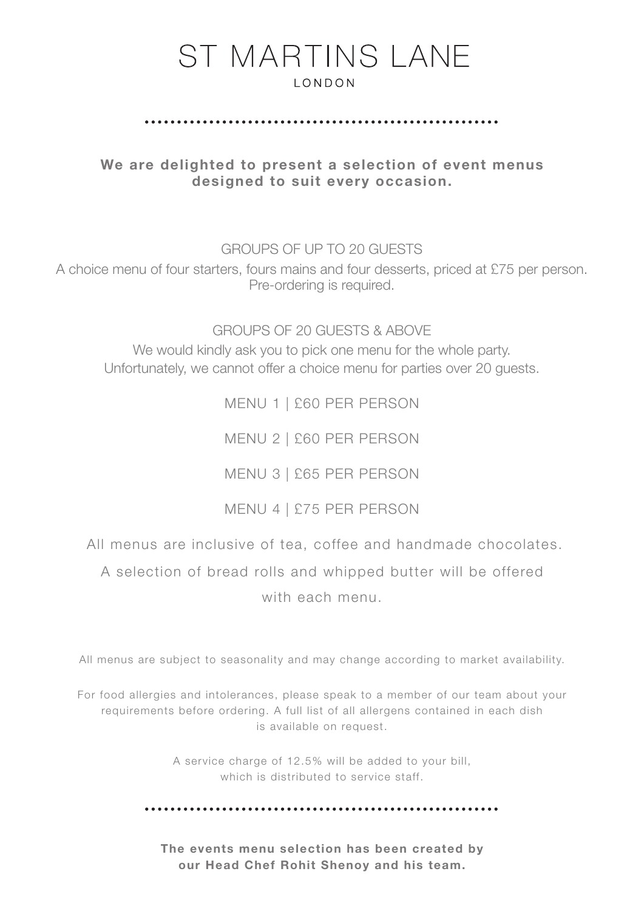# ST MARTINS LANE

LONDON

**We are delighted to present a selection of event menus designed to suit every occasion.**

GROUPS OF UP TO 20 GUESTS

A choice menu of four starters, fours mains and four desserts, priced at £75 per person. Pre-ordering is required.

GROUPS OF 20 GUESTS & ABOVE

We would kindly ask you to pick one menu for the whole party. Unfortunately, we cannot offer a choice menu for parties over 20 guests.

MENU 1 | £60 PER PERSON

MENU 2 | £60 PER PERSON

MENU 3 | £65 PER PERSON

MENU 4 | £75 PER PERSON

All menus are inclusive of tea, coffee and handmade chocolates.

A selection of bread rolls and whipped butter will be offered with each menu.

All menus are subject to seasonality and may change according to market availability.

For food allergies and intolerances, please speak to a member of our team about your requirements before ordering. A full list of all allergens contained in each dish is available on request.

A service charge of 12.5% will be added to your bill, which is distributed to service staff.

**The events menu selection has been created by our Head Chef Rohit Shenoy and his team.**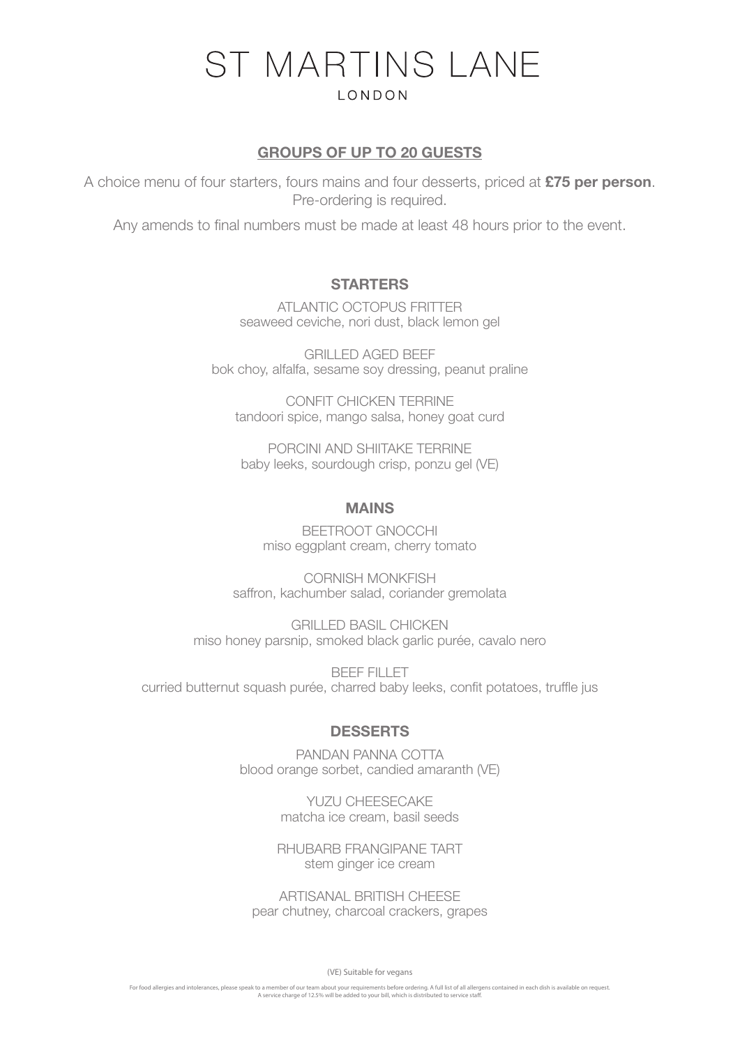# ST MARTINS LANE

LONDON

## GROUPS OF UP TO 20 GUESTS

A choice menu of four starters, fours mains and four desserts, priced at **£75 per person**. Pre-ordering is required.

Any amends to final numbers must be made at least 48 hours prior to the event.

### STARTERS

ATLANTIC OCTOPUS FRITTER
seaweed ceviche, nori dust, black lemon gel

GRILLED AGED BEEF
bok choy, alfalfa, sesame soy dressing, peanut praline

CONFIT CHICKEN TERRINE
tandoori spice, mango salsa, honey goat curd

PORCINI AND SHIITAKE TERRINE
baby leeks, sourdough crisp, ponzu gel (VE)

### MAINS

BEETROOT GNOCCHI
miso eggplant cream, cherry tomato

CORNISH MONKFISH
saffron, kachumber salad, coriander gremolata

GRILLED BASIL CHICKEN
miso honey parsnip, smoked black garlic purée, cavalo nero

BEEF FILLET
curried butternut squash purée, charred baby leeks, confit potatoes, truffle jus

### DESSERTS

PANDAN PANNA COTTA
blood orange sorbet, candied amaranth (VE)

YUZU CHEESECAKE
matcha ice cream, basil seeds

RHUBARB FRANGIPANE TART
stem ginger ice cream

ARTISANAL BRITISH CHEESE
pear chutney, charcoal crackers, grapes

(VE) Suitable for vegans

For food allergies and intolerances, please speak to a member of our team about your requirements before ordering. A full list of all allergens contained in each dish is available on request.
A service charge of 12.5% will be added to your bill, which is distributed to service staff.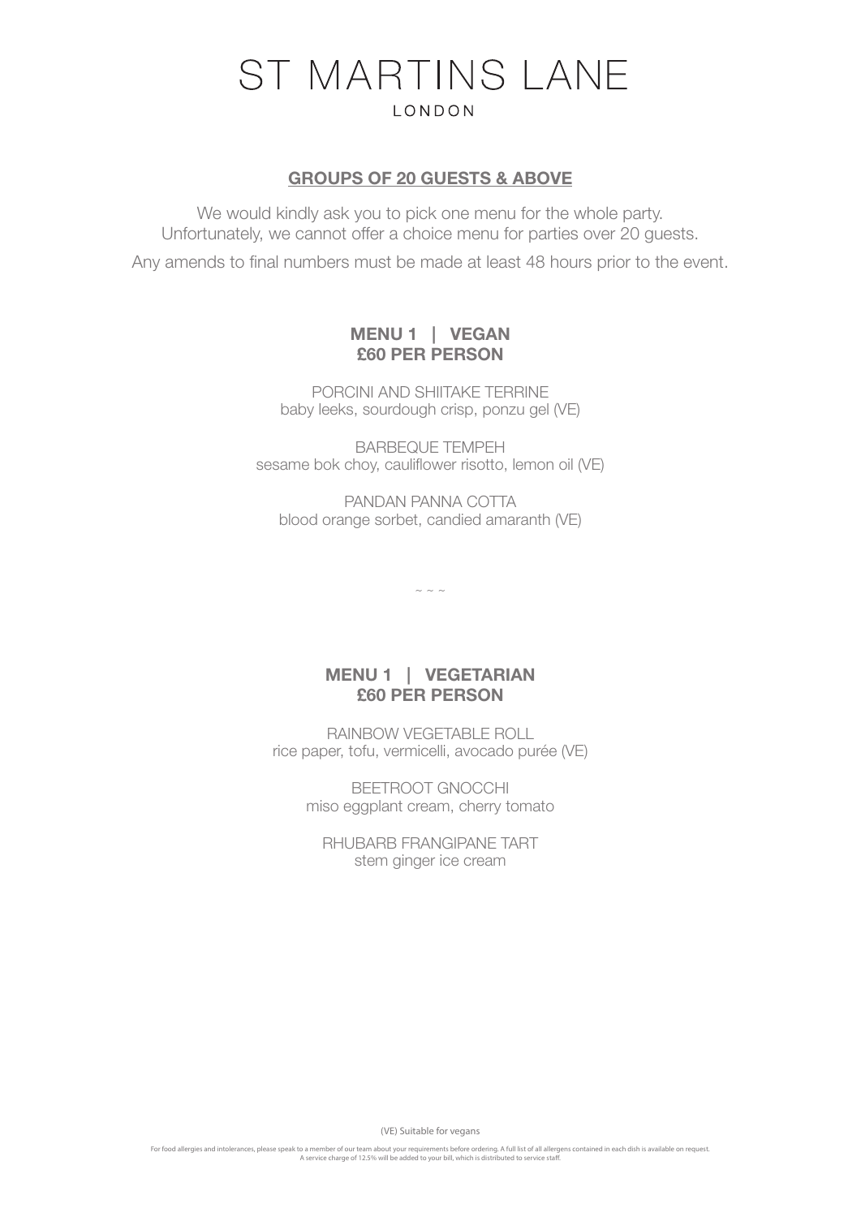# ST MARTINS LANE

LONDON

## GROUPS OF 20 GUESTS & ABOVE

We would kindly ask you to pick one menu for the whole party.
Unfortunately, we cannot offer a choice menu for parties over 20 guests.

Any amends to final numbers must be made at least 48 hours prior to the event.

### MENU 1 | VEGAN
### £60 PER PERSON

PORCINI AND SHIITAKE TERRINE
baby leeks, sourdough crisp, ponzu gel (VE)

BARBEQUE TEMPEH
sesame bok choy, cauliflower risotto, lemon oil (VE)

PANDAN PANNA COTTA
blood orange sorbet, candied amaranth (VE)

~ ~ ~

### MENU 1 | VEGETARIAN
### £60 PER PERSON

RAINBOW VEGETABLE ROLL
rice paper, tofu, vermicelli, avocado purée (VE)

BEETROOT GNOCCHI
miso eggplant cream, cherry tomato

RHUBARB FRANGIPANE TART
stem ginger ice cream

(VE) Suitable for vegans

For food allergies and intolerances, please speak to a member of our team about your requirements before ordering. A full list of all allergens contained in each dish is available on request.
A service charge of 12.5% will be added to your bill, which is distributed to service staff.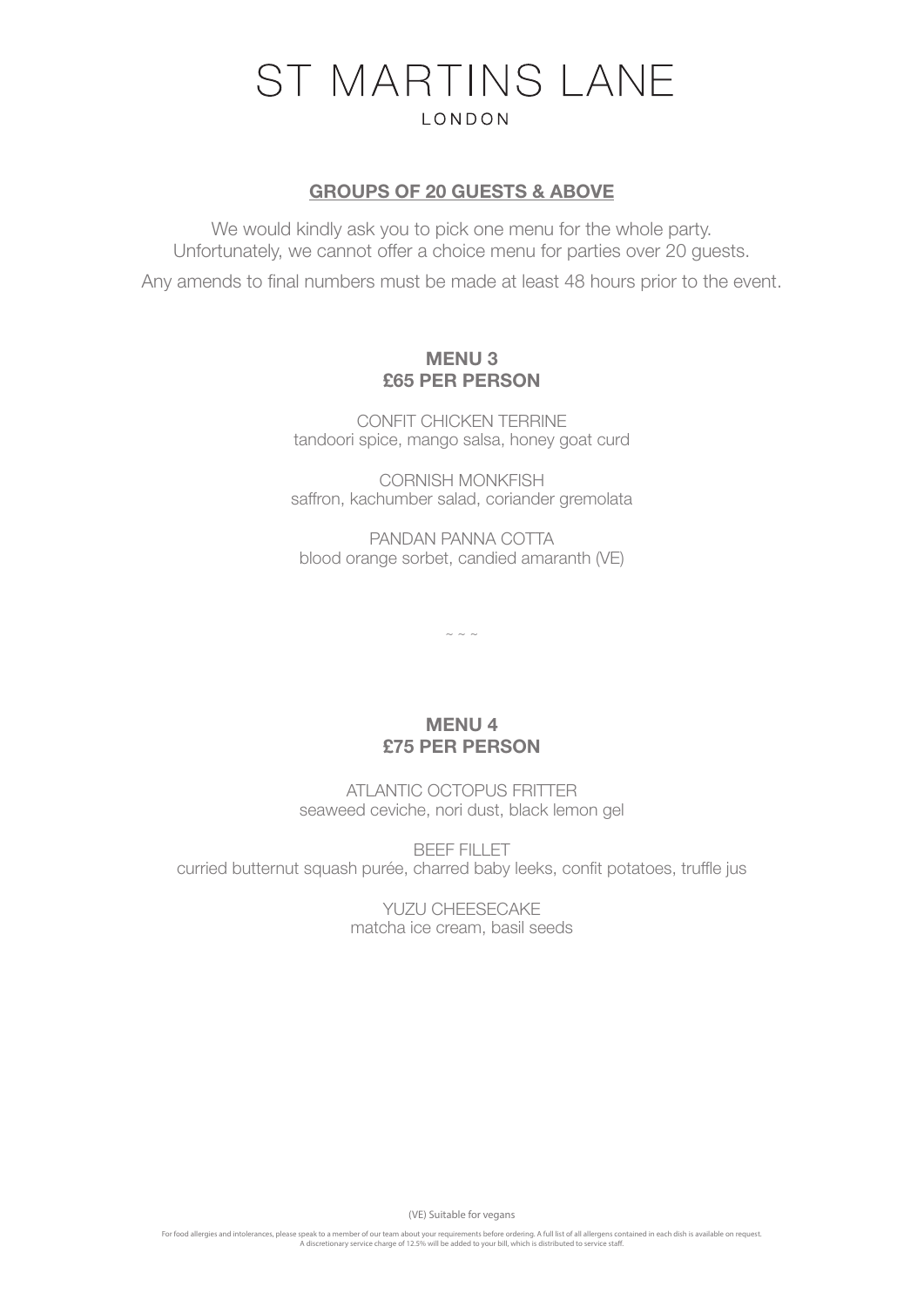# ST MARTINS LANE

LONDON

## GROUPS OF 20 GUESTS & ABOVE

We would kindly ask you to pick one menu for the whole party.
Unfortunately, we cannot offer a choice menu for parties over 20 guests.

Any amends to final numbers must be made at least 48 hours prior to the event.

### MENU 3
### £65 PER PERSON

CONFIT CHICKEN TERRINE
tandoori spice, mango salsa, honey goat curd

CORNISH MONKFISH
saffron, kachumber salad, coriander gremolata

PANDAN PANNA COTTA
blood orange sorbet, candied amaranth (VE)

~ ~ ~

### MENU 4
### £75 PER PERSON

ATLANTIC OCTOPUS FRITTER
seaweed ceviche, nori dust, black lemon gel

BEEF FILLET
curried butternut squash purée, charred baby leeks, confit potatoes, truffle jus

YUZU CHEESECAKE
matcha ice cream, basil seeds

(VE) Suitable for vegans

For food allergies and intolerances, please speak to a member of our team about your requirements before ordering. A full list of all allergens contained in each dish is available on request.
A discretionary service charge of 12.5% will be added to your bill, which is distributed to service staff.